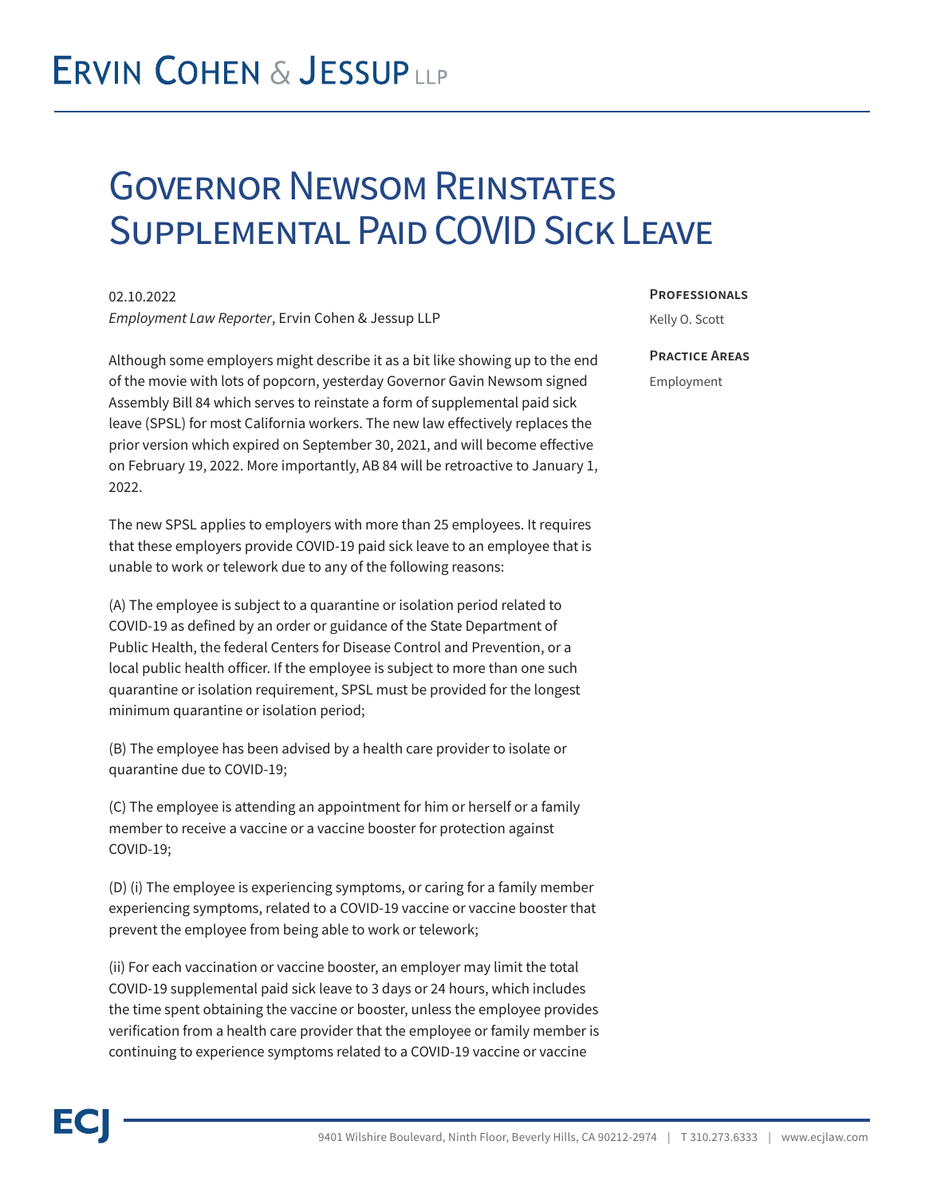# Ervin Cohen & Jessup LLP

# Governor Newsom Reinstates Supplemental Paid COVID Sick Leave

02.10.2022

*Employment Law Reporter*, Ervin Cohen & Jessup LLP

**Professionals**

Kelly O. Scott

**Practice Areas**

Employment

Although some employers might describe it as a bit like showing up to the end of the movie with lots of popcorn, yesterday Governor Gavin Newsom signed Assembly Bill 84 which serves to reinstate a form of supplemental paid sick leave (SPSL) for most California workers. The new law effectively replaces the prior version which expired on September 30, 2021, and will become effective on February 19, 2022. More importantly, AB 84 will be retroactive to January 1, 2022.

The new SPSL applies to employers with more than 25 employees. It requires that these employers provide COVID-19 paid sick leave to an employee that is unable to work or telework due to any of the following reasons:

(A) The employee is subject to a quarantine or isolation period related to COVID-19 as defined by an order or guidance of the State Department of Public Health, the federal Centers for Disease Control and Prevention, or a local public health officer. If the employee is subject to more than one such quarantine or isolation requirement, SPSL must be provided for the longest minimum quarantine or isolation period;

(B) The employee has been advised by a health care provider to isolate or quarantine due to COVID-19;

(C) The employee is attending an appointment for him or herself or a family member to receive a vaccine or a vaccine booster for protection against COVID-19;

(D) (i) The employee is experiencing symptoms, or caring for a family member experiencing symptoms, related to a COVID-19 vaccine or vaccine booster that prevent the employee from being able to work or telework;

(ii) For each vaccination or vaccine booster, an employer may limit the total COVID-19 supplemental paid sick leave to 3 days or 24 hours, which includes the time spent obtaining the vaccine or booster, unless the employee provides verification from a health care provider that the employee or family member is continuing to experience symptoms related to a COVID-19 vaccine or vaccine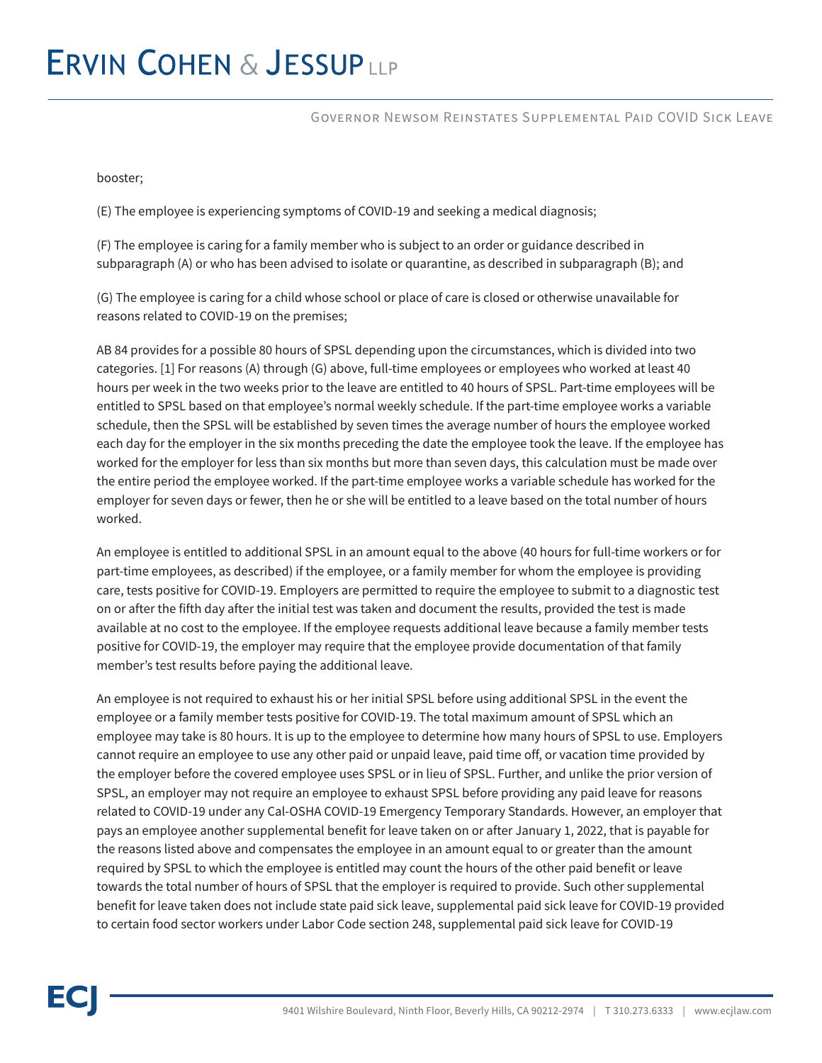booster;

(E) The employee is experiencing symptoms of COVID-19 and seeking a medical diagnosis;

(F) The employee is caring for a family member who is subject to an order or guidance described in subparagraph (A) or who has been advised to isolate or quarantine, as described in subparagraph (B); and

(G) The employee is caring for a child whose school or place of care is closed or otherwise unavailable for reasons related to COVID-19 on the premises;

AB 84 provides for a possible 80 hours of SPSL depending upon the circumstances, which is divided into two categories. [1] For reasons (A) through (G) above, full-time employees or employees who worked at least 40 hours per week in the two weeks prior to the leave are entitled to 40 hours of SPSL. Part-time employees will be entitled to SPSL based on that employee's normal weekly schedule. If the part-time employee works a variable schedule, then the SPSL will be established by seven times the average number of hours the employee worked each day for the employer in the six months preceding the date the employee took the leave. If the employee has worked for the employer for less than six months but more than seven days, this calculation must be made over the entire period the employee worked. If the part-time employee works a variable schedule has worked for the employer for seven days or fewer, then he or she will be entitled to a leave based on the total number of hours worked.

An employee is entitled to additional SPSL in an amount equal to the above (40 hours for full-time workers or for part-time employees, as described) if the employee, or a family member for whom the employee is providing care, tests positive for COVID-19. Employers are permitted to require the employee to submit to a diagnostic test on or after the fifth day after the initial test was taken and document the results, provided the test is made available at no cost to the employee. If the employee requests additional leave because a family member tests positive for COVID-19, the employer may require that the employee provide documentation of that family member's test results before paying the additional leave.

An employee is not required to exhaust his or her initial SPSL before using additional SPSL in the event the employee or a family member tests positive for COVID-19. The total maximum amount of SPSL which an employee may take is 80 hours. It is up to the employee to determine how many hours of SPSL to use. Employers cannot require an employee to use any other paid or unpaid leave, paid time off, or vacation time provided by the employer before the covered employee uses SPSL or in lieu of SPSL. Further, and unlike the prior version of SPSL, an employer may not require an employee to exhaust SPSL before providing any paid leave for reasons related to COVID-19 under any Cal-OSHA COVID-19 Emergency Temporary Standards. However, an employer that pays an employee another supplemental benefit for leave taken on or after January 1, 2022, that is payable for the reasons listed above and compensates the employee in an amount equal to or greater than the amount required by SPSL to which the employee is entitled may count the hours of the other paid benefit or leave towards the total number of hours of SPSL that the employer is required to provide. Such other supplemental benefit for leave taken does not include state paid sick leave, supplemental paid sick leave for COVID-19 provided to certain food sector workers under Labor Code section 248, supplemental paid sick leave for COVID-19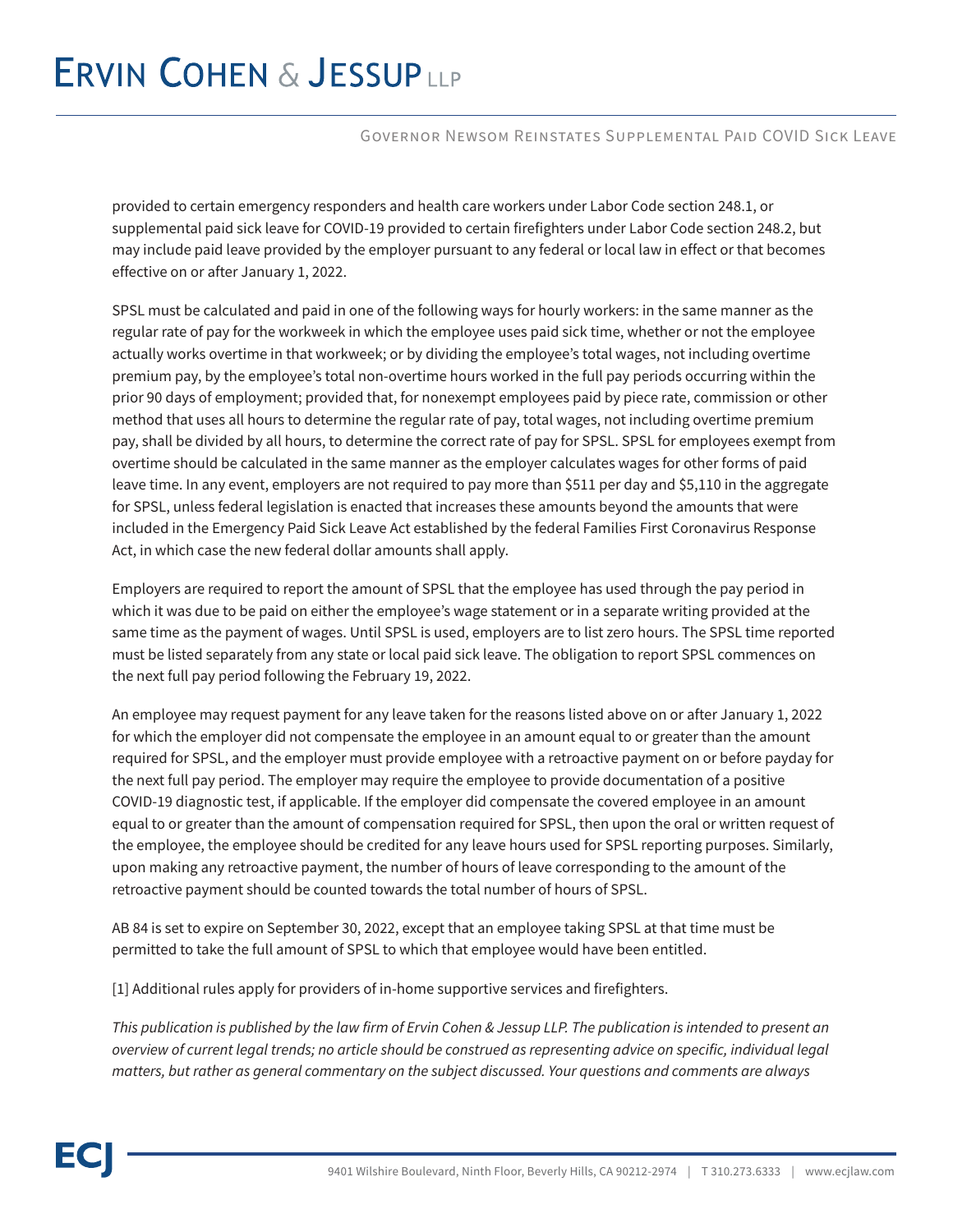provided to certain emergency responders and health care workers under Labor Code section 248.1, or supplemental paid sick leave for COVID-19 provided to certain firefighters under Labor Code section 248.2, but may include paid leave provided by the employer pursuant to any federal or local law in effect or that becomes effective on or after January 1, 2022.

SPSL must be calculated and paid in one of the following ways for hourly workers: in the same manner as the regular rate of pay for the workweek in which the employee uses paid sick time, whether or not the employee actually works overtime in that workweek; or by dividing the employee's total wages, not including overtime premium pay, by the employee's total non-overtime hours worked in the full pay periods occurring within the prior 90 days of employment; provided that, for nonexempt employees paid by piece rate, commission or other method that uses all hours to determine the regular rate of pay, total wages, not including overtime premium pay, shall be divided by all hours, to determine the correct rate of pay for SPSL. SPSL for employees exempt from overtime should be calculated in the same manner as the employer calculates wages for other forms of paid leave time. In any event, employers are not required to pay more than $511 per day and $5,110 in the aggregate for SPSL, unless federal legislation is enacted that increases these amounts beyond the amounts that were included in the Emergency Paid Sick Leave Act established by the federal Families First Coronavirus Response Act, in which case the new federal dollar amounts shall apply.

Employers are required to report the amount of SPSL that the employee has used through the pay period in which it was due to be paid on either the employee's wage statement or in a separate writing provided at the same time as the payment of wages. Until SPSL is used, employers are to list zero hours. The SPSL time reported must be listed separately from any state or local paid sick leave. The obligation to report SPSL commences on the next full pay period following the February 19, 2022.

An employee may request payment for any leave taken for the reasons listed above on or after January 1, 2022 for which the employer did not compensate the employee in an amount equal to or greater than the amount required for SPSL, and the employer must provide employee with a retroactive payment on or before payday for the next full pay period. The employer may require the employee to provide documentation of a positive COVID-19 diagnostic test, if applicable. If the employer did compensate the covered employee in an amount equal to or greater than the amount of compensation required for SPSL, then upon the oral or written request of the employee, the employee should be credited for any leave hours used for SPSL reporting purposes. Similarly, upon making any retroactive payment, the number of hours of leave corresponding to the amount of the retroactive payment should be counted towards the total number of hours of SPSL.

AB 84 is set to expire on September 30, 2022, except that an employee taking SPSL at that time must be permitted to take the full amount of SPSL to which that employee would have been entitled.

[1] Additional rules apply for providers of in-home supportive services and firefighters.

*This publication is published by the law firm of Ervin Cohen & Jessup LLP. The publication is intended to present an overview of current legal trends; no article should be construed as representing advice on specific, individual legal matters, but rather as general commentary on the subject discussed. Your questions and comments are always*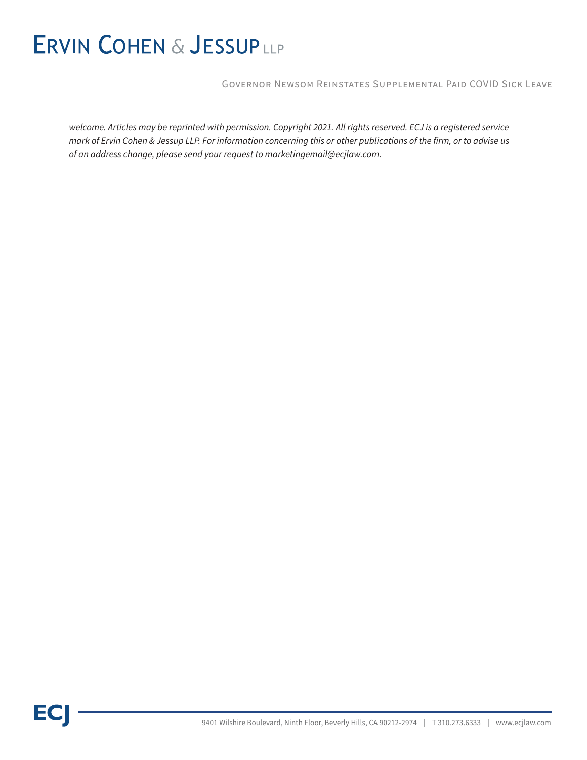*welcome. Articles may be reprinted with permission. Copyright 2021. All rights reserved. ECJ is a registered service mark of Ervin Cohen & Jessup LLP. For information concerning this or other publications of the firm, or to advise us of an address change, please send your request to marketingemail@ecjlaw.com.*